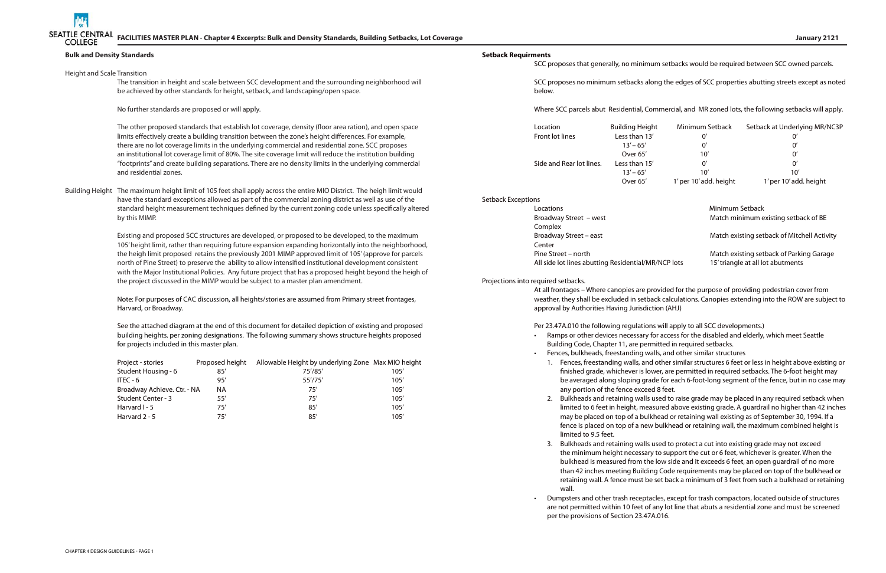# FACILITIES MASTER PLAN - Chapter 4 Excerpts: Bulk and Density Standards, Building Setbacks, Lot Coverage

January 2121

## Bulk and Density Standards

### Height and Scale Transition

The transition in height and scale between SCC development and the surrounding neighborhood will be achieved by other standards for height, setback, and landscaping/open space.

No further standards are proposed or will apply.

The other proposed standards that establish lot coverage, density (floor area ration), and open space limits effectively create a building transition between the zone's height differences. For example, there are no lot coverage limits in the underlying commercial and residential zone. SCC proposes an institutional lot coverage limit of 80%. The site coverage limit will reduce the institution building "footprints" and create building separations. There are no density limits in the underlying commercial and residential zones.

### Building Height

The maximum height limit of 105 feet shall apply across the entire MIO District. The heigh limit would have the standard exceptions allowed as part of the commercial zoning district as well as use of the standard height measurement techniques defined by the current zoning code unless specifically altered by this MIMP.

Existing and proposed SCC structures are developed, or proposed to be developed, to the maximum 105' height limit, rather than requiring future expansion expanding horizontally into the neighborhood, the heigh limit proposed retains the previously 2001 MIMP approved limit of 105' (approve for parcels north of Pine Street) to preserve the ability to allow intensified institutional development consistent with the Major Institutional Policies. Any future project that has a proposed height beyond the heigh of the project discussed in the MIMP would be subject to a master plan amendment.

Note: For purposes of CAC discussion, all heights/stories are assumed from Primary street frontages, Harvard, or Broadway.

See the attached diagram at the end of this document for detailed depiction of existing and proposed building heights. per zoning designations. The following summary shows structure heights proposed for projects included in this master plan.

| Project - stories | Proposed height | Allowable Height by underlying Zone | Max MIO height |
|---|---|---|---|
| Student Housing - 6 | 85' | 75'/85' | 105' |
| ITEC - 6 | 95' | 55'/75' | 105' |
| Broadway Achieve. Ctr. - NA | NA | 75' | 105' |
| Student Center - 3 | 55' | 75' | 105' |
| Harvard I - 5 | 75' | 85' | 105' |
| Harvard 2 - 5 | 75' | 85' | 105' |

## Setback Requirments

SCC proposes that generally, no minimum setbacks would be required between SCC owned parcels.

SCC proposes no minimum setbacks along the edges of SCC properties abutting streets except as noted below.

Where SCC parcels abut Residential, Commercial, and MR zoned lots, the following setbacks will apply.

| Location | Building Height | Minimum Setback | Setback at Underlying MR/NC3P |
|---|---|---|---|
| Front lot lines | Less than 13' | 0' | 0' |
| | 13' – 65' | 0' | 0' |
| | Over 65' | 10' | 0' |
| Side and Rear lot lines. | Less than 15' | 0' | 0' |
| | 13' – 65' | 10' | 10' |
| | Over 65' | 1' per 10' add. height | 1' per 10' add. height |

### Setback Exceptions

| Locations | Minimum Setback |
|---|---|
| Broadway Street – west Complex | Match minimum existing setback of BE |
| Broadway Street – east Center | Match existing setback of Mitchell Activity |
| Pine Street – north | Match existing setback of Parking Garage |
| All side lot lines abutting Residential/MR/NCP lots | 15' triangle at all lot abutments |

### Projections into required setbacks.

At all frontages – Where canopies are provided for the purpose of providing pedestrian cover from weather, they shall be excluded in setback calculations. Canopies extending into the ROW are subject to approval by Authorities Having Jurisdiction (AHJ)

Per 23.47A.010 the following regulations will apply to all SCC developments.)

- Ramps or other devices necessary for access for the disabled and elderly, which meet Seattle Building Code, Chapter 11, are permitted in required setbacks.
- Fences, bulkheads, freestanding walls, and other similar structures
  1. Fences, freestanding walls, and other similar structures 6 feet or less in height above existing or finished grade, whichever is lower, are permitted in required setbacks. The 6-foot height may be averaged along sloping grade for each 6-foot-long segment of the fence, but in no case may any portion of the fence exceed 8 feet.
  2. Bulkheads and retaining walls used to raise grade may be placed in any required setback when limited to 6 feet in height, measured above existing grade. A guardrail no higher than 42 inches may be placed on top of a bulkhead or retaining wall existing as of September 30, 1994. If a fence is placed on top of a new bulkhead or retaining wall, the maximum combined height is limited to 9.5 feet.
  3. Bulkheads and retaining walls used to protect a cut into existing grade may not exceed the minimum height necessary to support the cut or 6 feet, whichever is greater. When the bulkhead is measured from the low side and it exceeds 6 feet, an open guardrail of no more than 42 inches meeting Building Code requirements may be placed on top of the bulkhead or retaining wall. A fence must be set back a minimum of 3 feet from such a bulkhead or retaining wall.
- Dumpsters and other trash receptacles, except for trash compactors, located outside of structures are not permitted within 10 feet of any lot line that abuts a residential zone and must be screened per the provisions of Section 23.47A.016.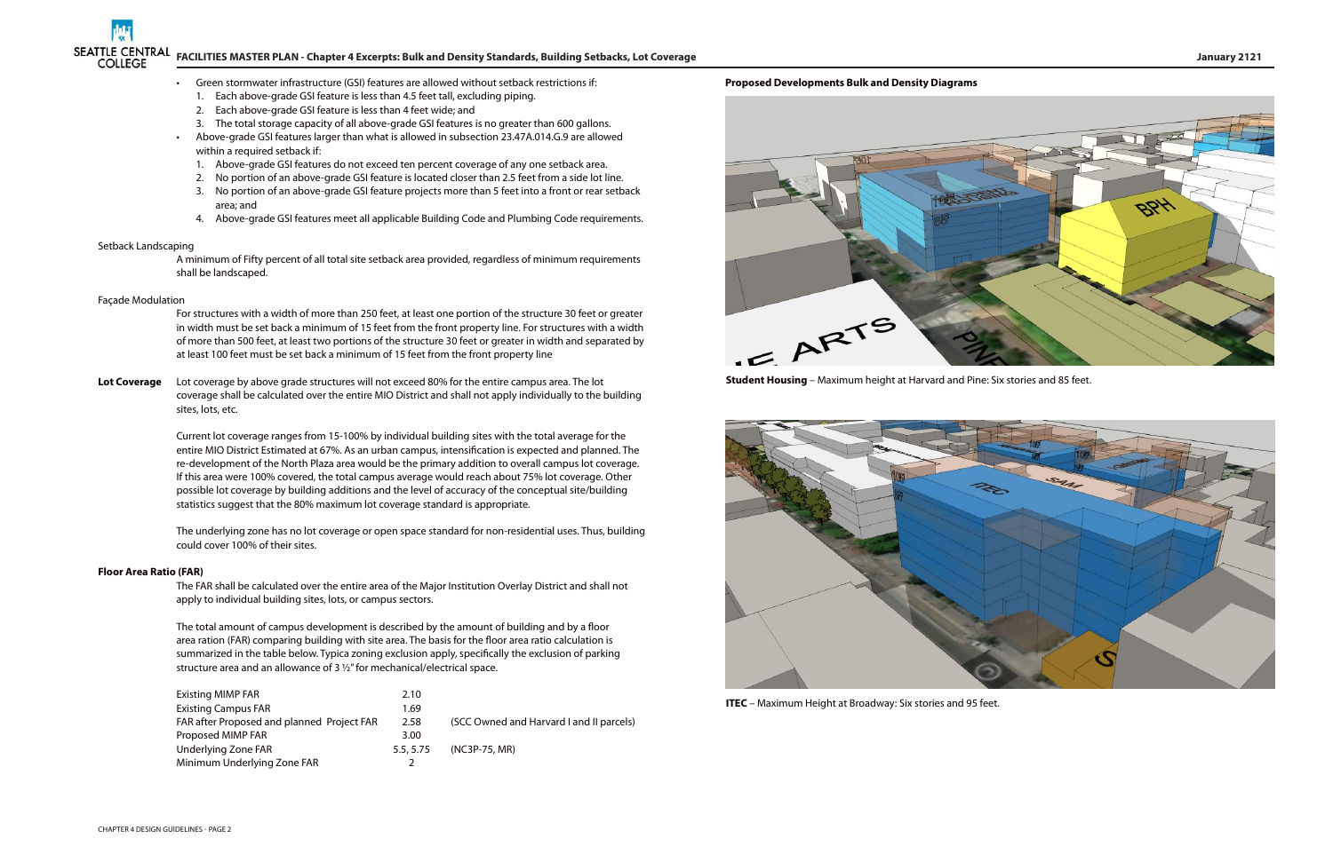- Green stormwater infrastructure (GSI) features are allowed without setback restrictions if:
  1. Each above-grade GSI feature is less than 4.5 feet tall, excluding piping.
  2. Each above-grade GSI feature is less than 4 feet wide; and
  3. The total storage capacity of all above-grade GSI features is no greater than 600 gallons.
- Above-grade GSI features larger than what is allowed in subsection 23.47A.014.G.9 are allowed within a required setback if:
  1. Above-grade GSI features do not exceed ten percent coverage of any one setback area.
  2. No portion of an above-grade GSI feature is located closer than 2.5 feet from a side lot line.
  3. No portion of an above-grade GSI feature projects more than 5 feet into a front or rear setback area; and
  4. Above-grade GSI features meet all applicable Building Code and Plumbing Code requirements.

Setback Landscaping

A minimum of Fifty percent of all total site setback area provided, regardless of minimum requirements shall be landscaped.

Façade Modulation

For structures with a width of more than 250 feet, at least one portion of the structure 30 feet or greater in width must be set back a minimum of 15 feet from the front property line. For structures with a width of more than 500 feet, at least two portions of the structure 30 feet or greater in width and separated by at least 100 feet must be set back a minimum of 15 feet from the front property line

**Lot Coverage** Lot coverage by above grade structures will not exceed 80% for the entire campus area. The lot coverage shall be calculated over the entire MIO District and shall not apply individually to the building sites, lots, etc.

Current lot coverage ranges from 15-100% by individual building sites with the total average for the entire MIO District Estimated at 67%. As an urban campus, intensification is expected and planned. The re-development of the North Plaza area would be the primary addition to overall campus lot coverage. If this area were 100% covered, the total campus average would reach about 75% lot coverage. Other possible lot coverage by building additions and the level of accuracy of the conceptual site/building statistics suggest that the 80% maximum lot coverage standard is appropriate.

The underlying zone has no lot coverage or open space standard for non-residential uses. Thus, building could cover 100% of their sites.

**Floor Area Ratio (FAR)**

The FAR shall be calculated over the entire area of the Major Institution Overlay District and shall not apply to individual building sites, lots, or campus sectors.

The total amount of campus development is described by the amount of building and by a floor area ration (FAR) comparing building with site area. The basis for the floor area ratio calculation is summarized in the table below. Typica zoning exclusion apply, specifically the exclusion of parking structure area and an allowance of 3 ½" for mechanical/electrical space.

| | | |
|---|---|---|
| Existing MIMP FAR | 2.10 | |
| Existing Campus FAR | 1.69 | |
| FAR after Proposed and planned Project FAR | 2.58 | (SCC Owned and Harvard I and II parcels) |
| Proposed MIMP FAR | 3.00 | |
| Underlying Zone FAR | 5.5, 5.75 | (NC3P-75, MR) |
| Minimum Underlying Zone FAR | 2 | |

**Proposed Developments Bulk and Density Diagrams**

**Student Housing** – Maximum height at Harvard and Pine: Six stories and 85 feet.

**ITEC** – Maximum Height at Broadway: Six stories and 95 feet.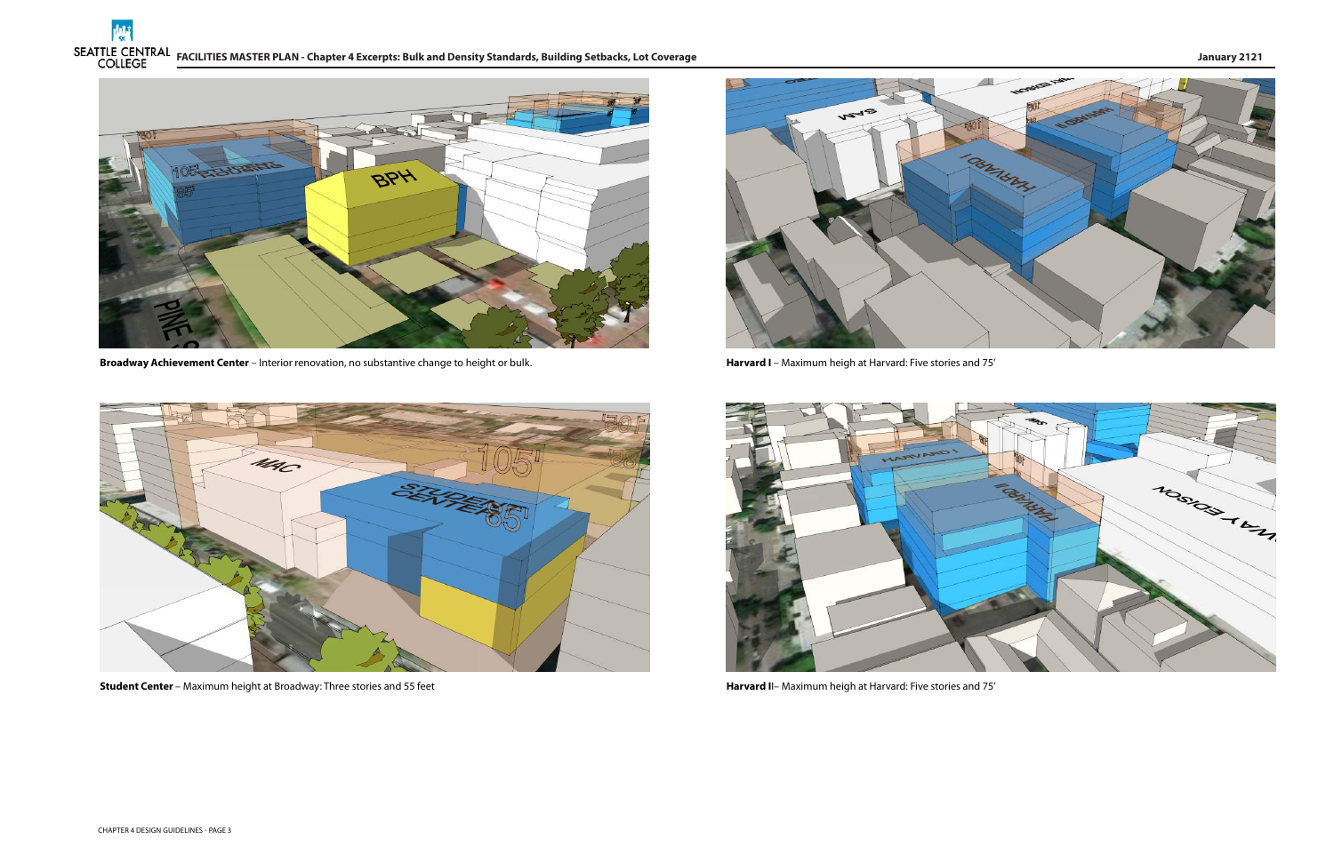**Broadway Achievement Center** – Interior renovation, no substantive change to height or bulk.

**Harvard I** – Maximum heigh at Harvard: Five stories and 75'

**Student Center** – Maximum height at Broadway: Three stories and 55 feet

**Harvard II**– Maximum heigh at Harvard: Five stories and 75'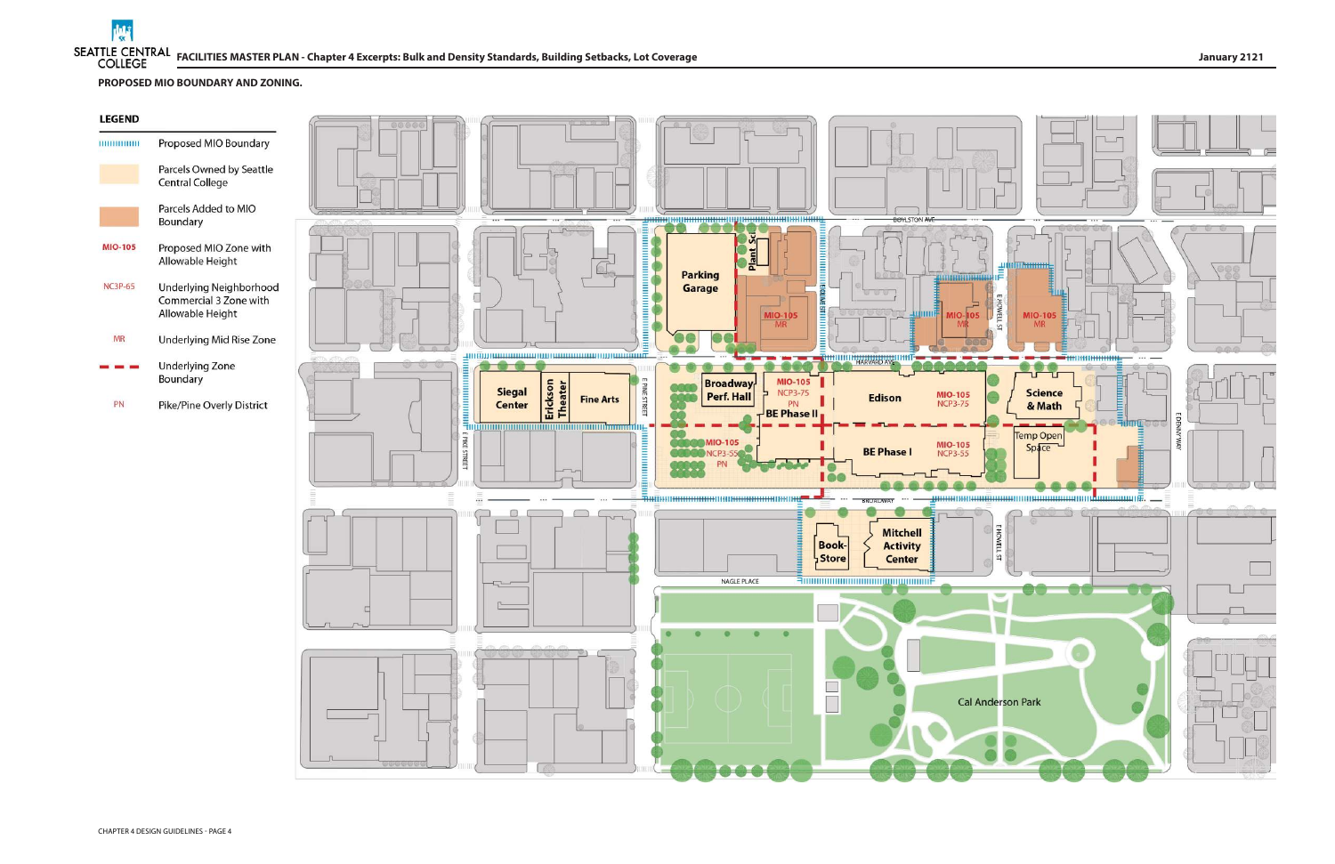SEATTLE CENTRAL COLLEGE

**FACILITIES MASTER PLAN - Chapter 4 Excerpts: Bulk and Density Standards, Building Setbacks, Lot Coverage**

**January 2121**

**PROPOSED MIO BOUNDARY AND ZONING.**

**LEGEND**

- Proposed MIO Boundary
- Parcels Owned by Seattle Central College
- Parcels Added to MIO Boundary
- MIO-105 — Proposed MIO Zone with Allowable Height
- NC3P-65 — Underlying Neighborhood Commercial 3 Zone with Allowable Height
- MR — Underlying Mid Rise Zone
- Underlying Zone Boundary
- PN — Pike/Pine Overly District

BOYLSTON AVE

Parking Garage

Plant Sc

MIO-105
MR

E OLIVE ST

MIO-105
MR

E HOWELL ST

MIO-105
MR

HARVARD AVE

Siegal Center

Erickson Theater

Fine Arts

E PINE STREET

Broadway Perf. Hall

MIO-105
NCP3-75
PN

BE Phase II

Edison

MIO-105
NCP3-75

Science & Math

Temp Open Space

E DENNY WAY

E PIKE STREET

MIO-105
NCP3-55
PN

BE Phase I

MIO-105
NCP3-55

BROADWAY

Book-Store

Mitchell Activity Center

E HOWELL ST

NAGLE PLACE

Cal Anderson Park

CHAPTER 4 DESIGN GUIDELINES - PAGE 4